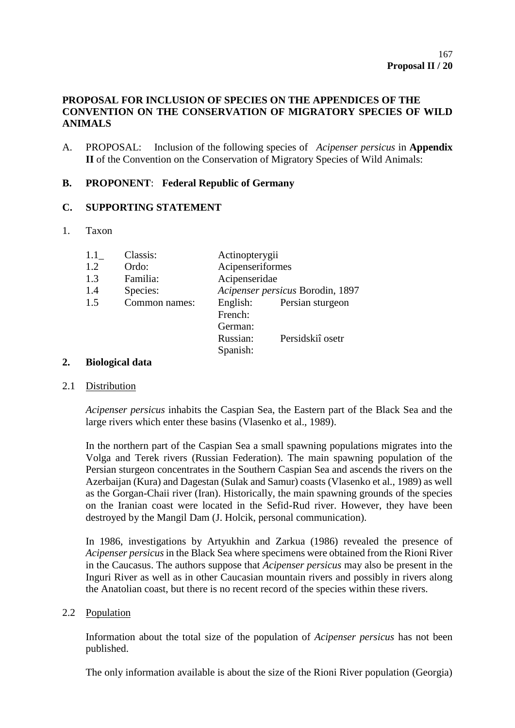**Proposal II / 20**

## PROPOSAL FOR INCLUSION OF SPECIES ON THE APPENDICES OF THE CONVENTION ON THE CONSERVATION OF MIGRATORY SPECIES OF WILD ANIMALS

A. PROPOSAL: Inclusion of the following species of *Acipenser persicus* in **Appendix II** of the Convention on the Conservation of Migratory Species of Wild Animals:

**B. PROPONENT**: **Federal Republic of Germany**

**C. SUPPORTING STATEMENT**

1. Taxon

| | | | |
|---|---|---|---|
| 1.1_ | Classis: | Actinopterygii | |
| 1.2 | Ordo: | Acipenseriformes | |
| 1.3 | Familia: | Acipenseridae | |
| 1.4 | Species: | *Acipenser persicus* Borodin, 1897 | |
| 1.5 | Common names: | English: | Persian sturgeon |
| | | French: | |
| | | German: | |
| | | Russian: | Persidskiî osetr |
| | | Spanish: | |

**2. Biological data**

2.1 Distribution

*Acipenser persicus* inhabits the Caspian Sea, the Eastern part of the Black Sea and the large rivers which enter these basins (Vlasenko et al., 1989).

In the northern part of the Caspian Sea a small spawning populations migrates into the Volga and Terek rivers (Russian Federation). The main spawning population of the Persian sturgeon concentrates in the Southern Caspian Sea and ascends the rivers on the Azerbaijan (Kura) and Dagestan (Sulak and Samur) coasts (Vlasenko et al., 1989) as well as the Gorgan-Chaii river (Iran). Historically, the main spawning grounds of the species on the Iranian coast were located in the Sefid-Rud river. However, they have been destroyed by the Mangil Dam (J. Holcik, personal communication).

In 1986, investigations by Artyukhin and Zarkua (1986) revealed the presence of *Acipenser persicus* in the Black Sea where specimens were obtained from the Rioni River in the Caucasus. The authors suppose that *Acipenser persicus* may also be present in the Inguri River as well as in other Caucasian mountain rivers and possibly in rivers along the Anatolian coast, but there is no recent record of the species within these rivers.

2.2 Population

Information about the total size of the population of *Acipenser persicus* has not been published.

The only information available is about the size of the Rioni River population (Georgia)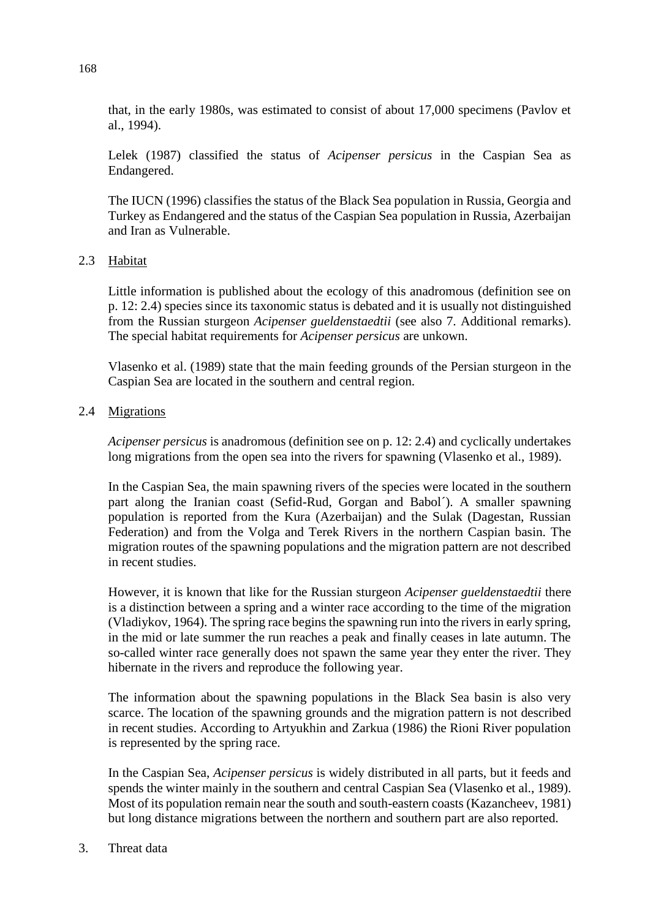that, in the early 1980s, was estimated to consist of about 17,000 specimens (Pavlov et al., 1994).

Lelek (1987) classified the status of *Acipenser persicus* in the Caspian Sea as Endangered.

The IUCN (1996) classifies the status of the Black Sea population in Russia, Georgia and Turkey as Endangered and the status of the Caspian Sea population in Russia, Azerbaijan and Iran as Vulnerable.

### 2.3 Habitat

Little information is published about the ecology of this anadromous (definition see on p. 12: 2.4) species since its taxonomic status is debated and it is usually not distinguished from the Russian sturgeon *Acipenser gueldenstaedtii* (see also 7. Additional remarks). The special habitat requirements for *Acipenser persicus* are unkown.

Vlasenko et al. (1989) state that the main feeding grounds of the Persian sturgeon in the Caspian Sea are located in the southern and central region.

### 2.4 Migrations

*Acipenser persicus* is anadromous (definition see on p. 12: 2.4) and cyclically undertakes long migrations from the open sea into the rivers for spawning (Vlasenko et al., 1989).

In the Caspian Sea, the main spawning rivers of the species were located in the southern part along the Iranian coast (Sefid-Rud, Gorgan and Babol´). A smaller spawning population is reported from the Kura (Azerbaijan) and the Sulak (Dagestan, Russian Federation) and from the Volga and Terek Rivers in the northern Caspian basin. The migration routes of the spawning populations and the migration pattern are not described in recent studies.

However, it is known that like for the Russian sturgeon *Acipenser gueldenstaedtii* there is a distinction between a spring and a winter race according to the time of the migration (Vladiykov, 1964). The spring race begins the spawning run into the rivers in early spring, in the mid or late summer the run reaches a peak and finally ceases in late autumn. The so-called winter race generally does not spawn the same year they enter the river. They hibernate in the rivers and reproduce the following year.

The information about the spawning populations in the Black Sea basin is also very scarce. The location of the spawning grounds and the migration pattern is not described in recent studies. According to Artyukhin and Zarkua (1986) the Rioni River population is represented by the spring race.

In the Caspian Sea, *Acipenser persicus* is widely distributed in all parts, but it feeds and spends the winter mainly in the southern and central Caspian Sea (Vlasenko et al., 1989). Most of its population remain near the south and south-eastern coasts (Kazancheev, 1981) but long distance migrations between the northern and southern part are also reported.

## 3. Threat data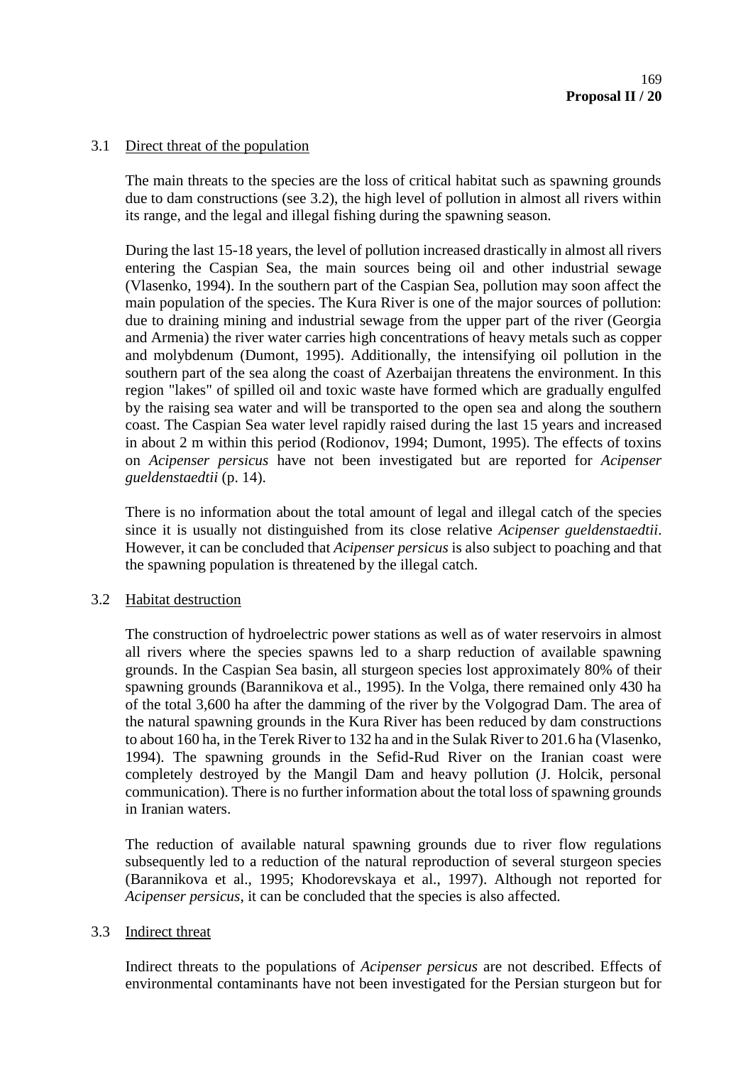### 3.1 Direct threat of the population

The main threats to the species are the loss of critical habitat such as spawning grounds due to dam constructions (see 3.2), the high level of pollution in almost all rivers within its range, and the legal and illegal fishing during the spawning season.

During the last 15-18 years, the level of pollution increased drastically in almost all rivers entering the Caspian Sea, the main sources being oil and other industrial sewage (Vlasenko, 1994). In the southern part of the Caspian Sea, pollution may soon affect the main population of the species. The Kura River is one of the major sources of pollution: due to draining mining and industrial sewage from the upper part of the river (Georgia and Armenia) the river water carries high concentrations of heavy metals such as copper and molybdenum (Dumont, 1995). Additionally, the intensifying oil pollution in the southern part of the sea along the coast of Azerbaijan threatens the environment. In this region "lakes" of spilled oil and toxic waste have formed which are gradually engulfed by the raising sea water and will be transported to the open sea and along the southern coast. The Caspian Sea water level rapidly raised during the last 15 years and increased in about 2 m within this period (Rodionov, 1994; Dumont, 1995). The effects of toxins on *Acipenser persicus* have not been investigated but are reported for *Acipenser gueldenstaedtii* (p. 14).

There is no information about the total amount of legal and illegal catch of the species since it is usually not distinguished from its close relative *Acipenser gueldenstaedtii*. However, it can be concluded that *Acipenser persicus* is also subject to poaching and that the spawning population is threatened by the illegal catch.

### 3.2 Habitat destruction

The construction of hydroelectric power stations as well as of water reservoirs in almost all rivers where the species spawns led to a sharp reduction of available spawning grounds. In the Caspian Sea basin, all sturgeon species lost approximately 80% of their spawning grounds (Barannikova et al., 1995). In the Volga, there remained only 430 ha of the total 3,600 ha after the damming of the river by the Volgograd Dam. The area of the natural spawning grounds in the Kura River has been reduced by dam constructions to about 160 ha, in the Terek River to 132 ha and in the Sulak River to 201.6 ha (Vlasenko, 1994). The spawning grounds in the Sefid-Rud River on the Iranian coast were completely destroyed by the Mangil Dam and heavy pollution (J. Holcik, personal communication). There is no further information about the total loss of spawning grounds in Iranian waters.

The reduction of available natural spawning grounds due to river flow regulations subsequently led to a reduction of the natural reproduction of several sturgeon species (Barannikova et al., 1995; Khodorevskaya et al., 1997). Although not reported for *Acipenser persicus*, it can be concluded that the species is also affected.

### 3.3 Indirect threat

Indirect threats to the populations of *Acipenser persicus* are not described. Effects of environmental contaminants have not been investigated for the Persian sturgeon but for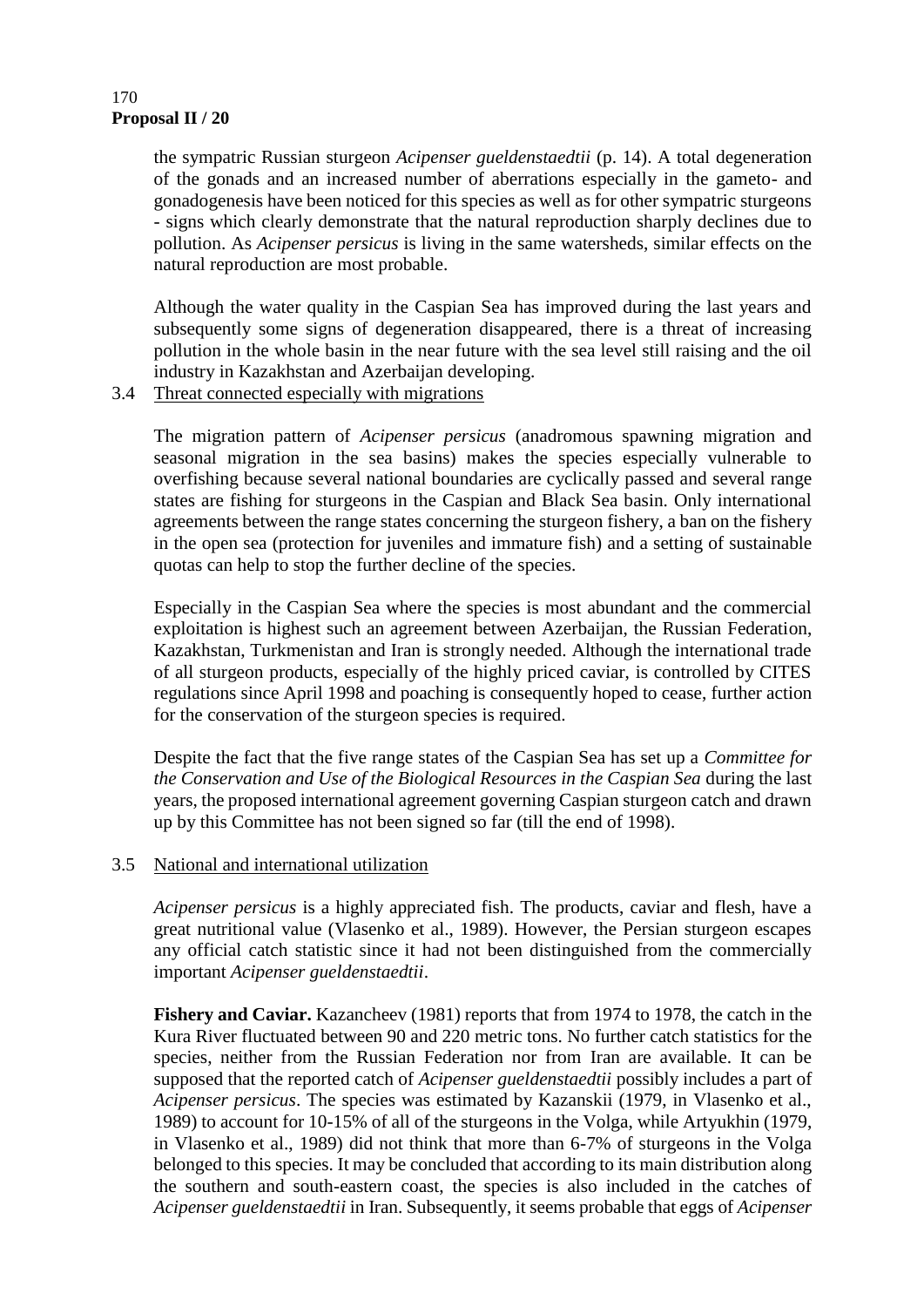the sympatric Russian sturgeon *Acipenser gueldenstaedtii* (p. 14). A total degeneration of the gonads and an increased number of aberrations especially in the gameto- and gonadogenesis have been noticed for this species as well as for other sympatric sturgeons - signs which clearly demonstrate that the natural reproduction sharply declines due to pollution. As *Acipenser persicus* is living in the same watersheds, similar effects on the natural reproduction are most probable.

Although the water quality in the Caspian Sea has improved during the last years and subsequently some signs of degeneration disappeared, there is a threat of increasing pollution in the whole basin in the near future with the sea level still raising and the oil industry in Kazakhstan and Azerbaijan developing.

### 3.4 Threat connected especially with migrations

The migration pattern of *Acipenser persicus* (anadromous spawning migration and seasonal migration in the sea basins) makes the species especially vulnerable to overfishing because several national boundaries are cyclically passed and several range states are fishing for sturgeons in the Caspian and Black Sea basin. Only international agreements between the range states concerning the sturgeon fishery, a ban on the fishery in the open sea (protection for juveniles and immature fish) and a setting of sustainable quotas can help to stop the further decline of the species.

Especially in the Caspian Sea where the species is most abundant and the commercial exploitation is highest such an agreement between Azerbaijan, the Russian Federation, Kazakhstan, Turkmenistan and Iran is strongly needed. Although the international trade of all sturgeon products, especially of the highly priced caviar, is controlled by CITES regulations since April 1998 and poaching is consequently hoped to cease, further action for the conservation of the sturgeon species is required.

Despite the fact that the five range states of the Caspian Sea has set up a *Committee for the Conservation and Use of the Biological Resources in the Caspian Sea* during the last years, the proposed international agreement governing Caspian sturgeon catch and drawn up by this Committee has not been signed so far (till the end of 1998).

### 3.5 National and international utilization

*Acipenser persicus* is a highly appreciated fish. The products, caviar and flesh, have a great nutritional value (Vlasenko et al., 1989). However, the Persian sturgeon escapes any official catch statistic since it had not been distinguished from the commercially important *Acipenser gueldenstaedtii*.

**Fishery and Caviar.** Kazancheev (1981) reports that from 1974 to 1978, the catch in the Kura River fluctuated between 90 and 220 metric tons. No further catch statistics for the species, neither from the Russian Federation nor from Iran are available. It can be supposed that the reported catch of *Acipenser gueldenstaedtii* possibly includes a part of *Acipenser persicus*. The species was estimated by Kazanskii (1979, in Vlasenko et al., 1989) to account for 10-15% of all of the sturgeons in the Volga, while Artyukhin (1979, in Vlasenko et al., 1989) did not think that more than 6-7% of sturgeons in the Volga belonged to this species. It may be concluded that according to its main distribution along the southern and south-eastern coast, the species is also included in the catches of *Acipenser gueldenstaedtii* in Iran. Subsequently, it seems probable that eggs of *Acipenser*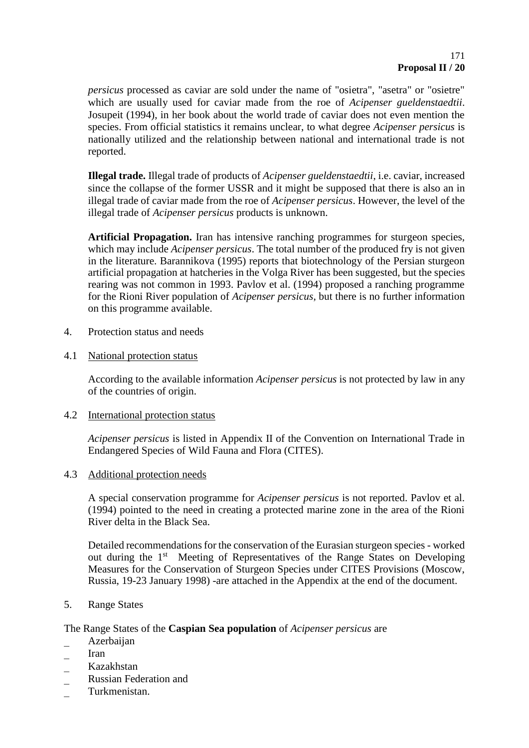*persicus* processed as caviar are sold under the name of "osietra", "asetra" or "osietre" which are usually used for caviar made from the roe of *Acipenser gueldenstaedtii*. Josupeit (1994), in her book about the world trade of caviar does not even mention the species. From official statistics it remains unclear, to what degree *Acipenser persicus* is nationally utilized and the relationship between national and international trade is not reported.

**Illegal trade.** Illegal trade of products of *Acipenser gueldenstaedtii*, i.e. caviar, increased since the collapse of the former USSR and it might be supposed that there is also an in illegal trade of caviar made from the roe of *Acipenser persicus*. However, the level of the illegal trade of *Acipenser persicus* products is unknown.

**Artificial Propagation.** Iran has intensive ranching programmes for sturgeon species, which may include *Acipenser persicus*. The total number of the produced fry is not given in the literature. Barannikova (1995) reports that biotechnology of the Persian sturgeon artificial propagation at hatcheries in the Volga River has been suggested, but the species rearing was not common in 1993. Pavlov et al. (1994) proposed a ranching programme for the Rioni River population of *Acipenser persicus*, but there is no further information on this programme available.

4. Protection status and needs

4.1 National protection status

According to the available information *Acipenser persicus* is not protected by law in any of the countries of origin.

4.2 International protection status

*Acipenser persicus* is listed in Appendix II of the Convention on International Trade in Endangered Species of Wild Fauna and Flora (CITES).

4.3 Additional protection needs

A special conservation programme for *Acipenser persicus* is not reported. Pavlov et al. (1994) pointed to the need in creating a protected marine zone in the area of the Rioni River delta in the Black Sea.

Detailed recommendations for the conservation of the Eurasian sturgeon species - worked out during the 1st Meeting of Representatives of the Range States on Developing Measures for the Conservation of Sturgeon Species under CITES Provisions (Moscow, Russia, 19-23 January 1998) -are attached in the Appendix at the end of the document.

5. Range States

The Range States of the **Caspian Sea population** of *Acipenser persicus* are

- Azerbaijan
- Iran
- Kazakhstan
- Russian Federation and
- Turkmenistan.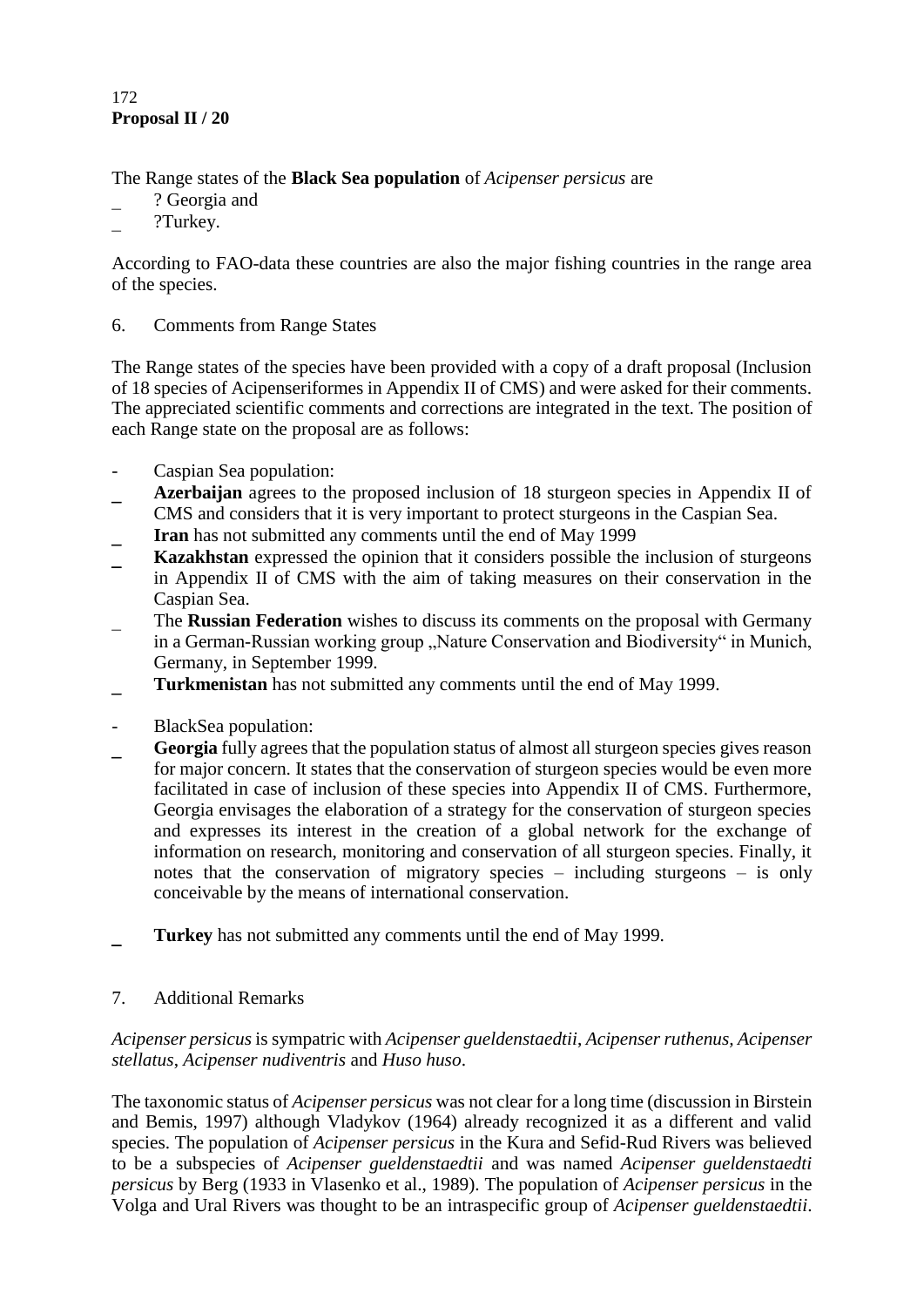**Proposal II / 20**

The Range states of the **Black Sea population** of *Acipenser persicus* are

- ? Georgia and
- ?Turkey.

According to FAO-data these countries are also the major fishing countries in the range area of the species.

6. Comments from Range States

The Range states of the species have been provided with a copy of a draft proposal (Inclusion of 18 species of Acipenseriformes in Appendix II of CMS) and were asked for their comments. The appreciated scientific comments and corrections are integrated in the text. The position of each Range state on the proposal are as follows:

- Caspian Sea population:
  - **Azerbaijan** agrees to the proposed inclusion of 18 sturgeon species in Appendix II of CMS and considers that it is very important to protect sturgeons in the Caspian Sea.
  - **Iran** has not submitted any comments until the end of May 1999
  - **Kazakhstan** expressed the opinion that it considers possible the inclusion of sturgeons in Appendix II of CMS with the aim of taking measures on their conservation in the Caspian Sea.
  - The **Russian Federation** wishes to discuss its comments on the proposal with Germany in a German-Russian working group „Nature Conservation and Biodiversity" in Munich, Germany, in September 1999.
  - **Turkmenistan** has not submitted any comments until the end of May 1999.

- BlackSea population:
  - **Georgia** fully agrees that the population status of almost all sturgeon species gives reason for major concern. It states that the conservation of sturgeon species would be even more facilitated in case of inclusion of these species into Appendix II of CMS. Furthermore, Georgia envisages the elaboration of a strategy for the conservation of sturgeon species and expresses its interest in the creation of a global network for the exchange of information on research, monitoring and conservation of all sturgeon species. Finally, it notes that the conservation of migratory species – including sturgeons – is only conceivable by the means of international conservation.
  - **Turkey** has not submitted any comments until the end of May 1999.

7. Additional Remarks

*Acipenser persicus* is sympatric with *Acipenser gueldenstaedtii*, *Acipenser ruthenus*, *Acipenser stellatus*, *Acipenser nudiventris* and *Huso huso*.

The taxonomic status of *Acipenser persicus* was not clear for a long time (discussion in Birstein and Bemis, 1997) although Vladykov (1964) already recognized it as a different and valid species. The population of *Acipenser persicus* in the Kura and Sefid-Rud Rivers was believed to be a subspecies of *Acipenser gueldenstaedtii* and was named *Acipenser gueldenstaedti persicus* by Berg (1933 in Vlasenko et al., 1989). The population of *Acipenser persicus* in the Volga and Ural Rivers was thought to be an intraspecific group of *Acipenser gueldenstaedtii*.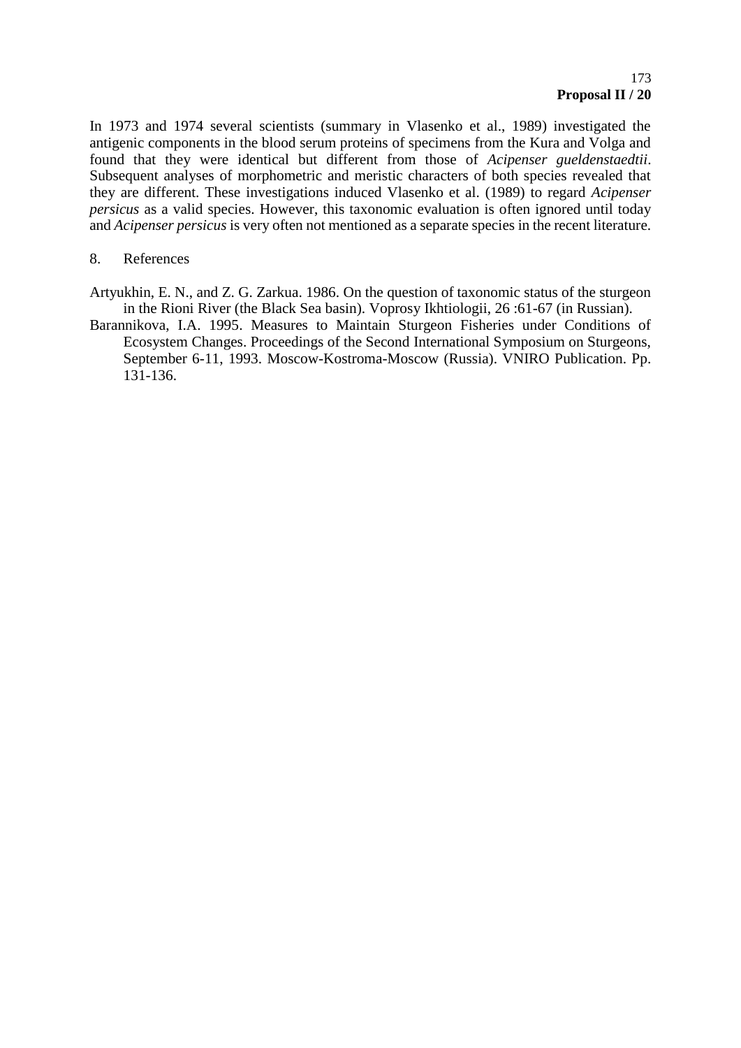In 1973 and 1974 several scientists (summary in Vlasenko et al., 1989) investigated the antigenic components in the blood serum proteins of specimens from the Kura and Volga and found that they were identical but different from those of *Acipenser gueldenstaedtii*. Subsequent analyses of morphometric and meristic characters of both species revealed that they are different. These investigations induced Vlasenko et al. (1989) to regard *Acipenser persicus* as a valid species. However, this taxonomic evaluation is often ignored until today and *Acipenser persicus* is very often not mentioned as a separate species in the recent literature.

## 8. References

Artyukhin, E. N., and Z. G. Zarkua. 1986. On the question of taxonomic status of the sturgeon in the Rioni River (the Black Sea basin). Voprosy Ikhtiologii, 26 :61-67 (in Russian).

Barannikova, I.A. 1995. Measures to Maintain Sturgeon Fisheries under Conditions of Ecosystem Changes. Proceedings of the Second International Symposium on Sturgeons, September 6-11, 1993. Moscow-Kostroma-Moscow (Russia). VNIRO Publication. Pp. 131-136.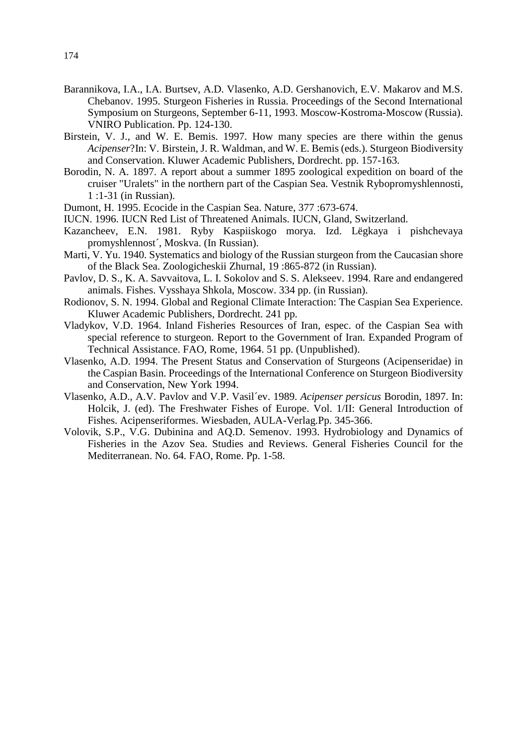Barannikova, I.A., I.A. Burtsev, A.D. Vlasenko, A.D. Gershanovich, E.V. Makarov and M.S. Chebanov. 1995. Sturgeon Fisheries in Russia. Proceedings of the Second International Symposium on Sturgeons, September 6-11, 1993. Moscow-Kostroma-Moscow (Russia). VNIRO Publication. Pp. 124-130.

Birstein, V. J., and W. E. Bemis. 1997. How many species are there within the genus *Acipenser*?In: V. Birstein, J. R. Waldman, and W. E. Bemis (eds.). Sturgeon Biodiversity and Conservation. Kluwer Academic Publishers, Dordrecht. pp. 157-163.

Borodin, N. A. 1897. A report about a summer 1895 zoological expedition on board of the cruiser "Uralets" in the northern part of the Caspian Sea. Vestnik Rybopromyshlennosti, 1 :1-31 (in Russian).

Dumont, H. 1995. Ecocide in the Caspian Sea. Nature, 377 :673-674.

IUCN. 1996. IUCN Red List of Threatened Animals. IUCN, Gland, Switzerland.

Kazancheev, E.N. 1981. Ryby Kaspiiskogo morya. Izd. Lëgkaya i pishchevaya promyshlennost´, Moskva. (In Russian).

Marti, V. Yu. 1940. Systematics and biology of the Russian sturgeon from the Caucasian shore of the Black Sea. Zoologicheskii Zhurnal, 19 :865-872 (in Russian).

Pavlov, D. S., K. A. Savvaitova, L. I. Sokolov and S. S. Alekseev. 1994. Rare and endangered animals. Fishes. Vysshaya Shkola, Moscow. 334 pp. (in Russian).

Rodionov, S. N. 1994. Global and Regional Climate Interaction: The Caspian Sea Experience. Kluwer Academic Publishers, Dordrecht. 241 pp.

Vladykov, V.D. 1964. Inland Fisheries Resources of Iran, espec. of the Caspian Sea with special reference to sturgeon. Report to the Government of Iran. Expanded Program of Technical Assistance. FAO, Rome, 1964. 51 pp. (Unpublished).

Vlasenko, A.D. 1994. The Present Status and Conservation of Sturgeons (Acipenseridae) in the Caspian Basin. Proceedings of the International Conference on Sturgeon Biodiversity and Conservation, New York 1994.

Vlasenko, A.D., A.V. Pavlov and V.P. Vasil´ev. 1989. *Acipenser persicus* Borodin, 1897. In: Holcik, J. (ed). The Freshwater Fishes of Europe. Vol. 1/II: General Introduction of Fishes. Acipenseriformes. Wiesbaden, AULA-Verlag.Pp. 345-366.

Volovik, S.P., V.G. Dubinina and AQ.D. Semenov. 1993. Hydrobiology and Dynamics of Fisheries in the Azov Sea. Studies and Reviews. General Fisheries Council for the Mediterranean. No. 64. FAO, Rome. Pp. 1-58.